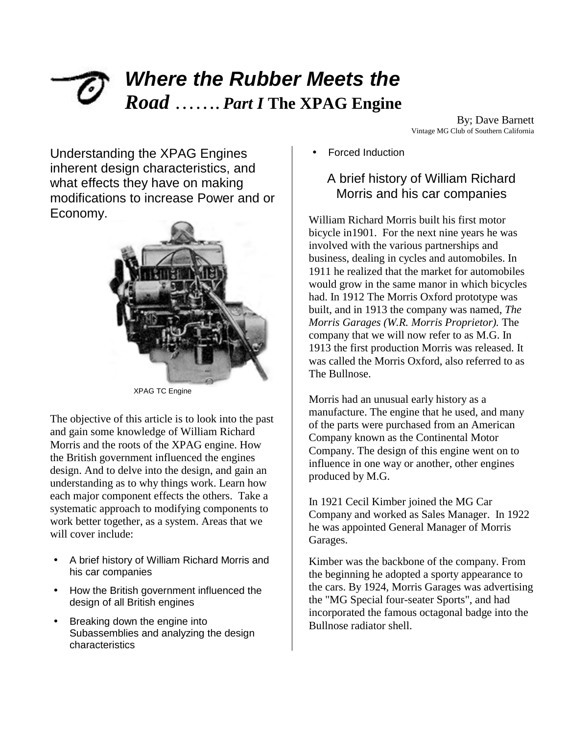# *Where the Rubber Meets the Road ……. Part I* The XPAG Engine

By; Dave Barnett
Vintage MG Club of Southern California

Understanding the XPAG Engines inherent design characteristics, and what effects they have on making modifications to increase Power and or Economy.

XPAG TC Engine

The objective of this article is to look into the past and gain some knowledge of William Richard Morris and the roots of the XPAG engine. How the British government influenced the engines design. And to delve into the design, and gain an understanding as to why things work. Learn how each major component effects the others. Take a systematic approach to modifying components to work better together, as a system. Areas that we will cover include:

- A brief history of William Richard Morris and his car companies
- How the British government influenced the design of all British engines
- Breaking down the engine into Subassemblies and analyzing the design characteristics
- Forced Induction

## A brief history of William Richard Morris and his car companies

William Richard Morris built his first motor bicycle in1901. For the next nine years he was involved with the various partnerships and business, dealing in cycles and automobiles. In 1911 he realized that the market for automobiles would grow in the same manor in which bicycles had. In 1912 The Morris Oxford prototype was built, and in 1913 the company was named, *The Morris Garages (W.R. Morris Proprietor).* The company that we will now refer to as M.G. In 1913 the first production Morris was released. It was called the Morris Oxford, also referred to as The Bullnose.

Morris had an unusual early history as a manufacture. The engine that he used, and many of the parts were purchased from an American Company known as the Continental Motor Company. The design of this engine went on to influence in one way or another, other engines produced by M.G.

In 1921 Cecil Kimber joined the MG Car Company and worked as Sales Manager. In 1922 he was appointed General Manager of Morris Garages.

Kimber was the backbone of the company. From the beginning he adopted a sporty appearance to the cars. By 1924, Morris Garages was advertising the "MG Special four-seater Sports", and had incorporated the famous octagonal badge into the Bullnose radiator shell.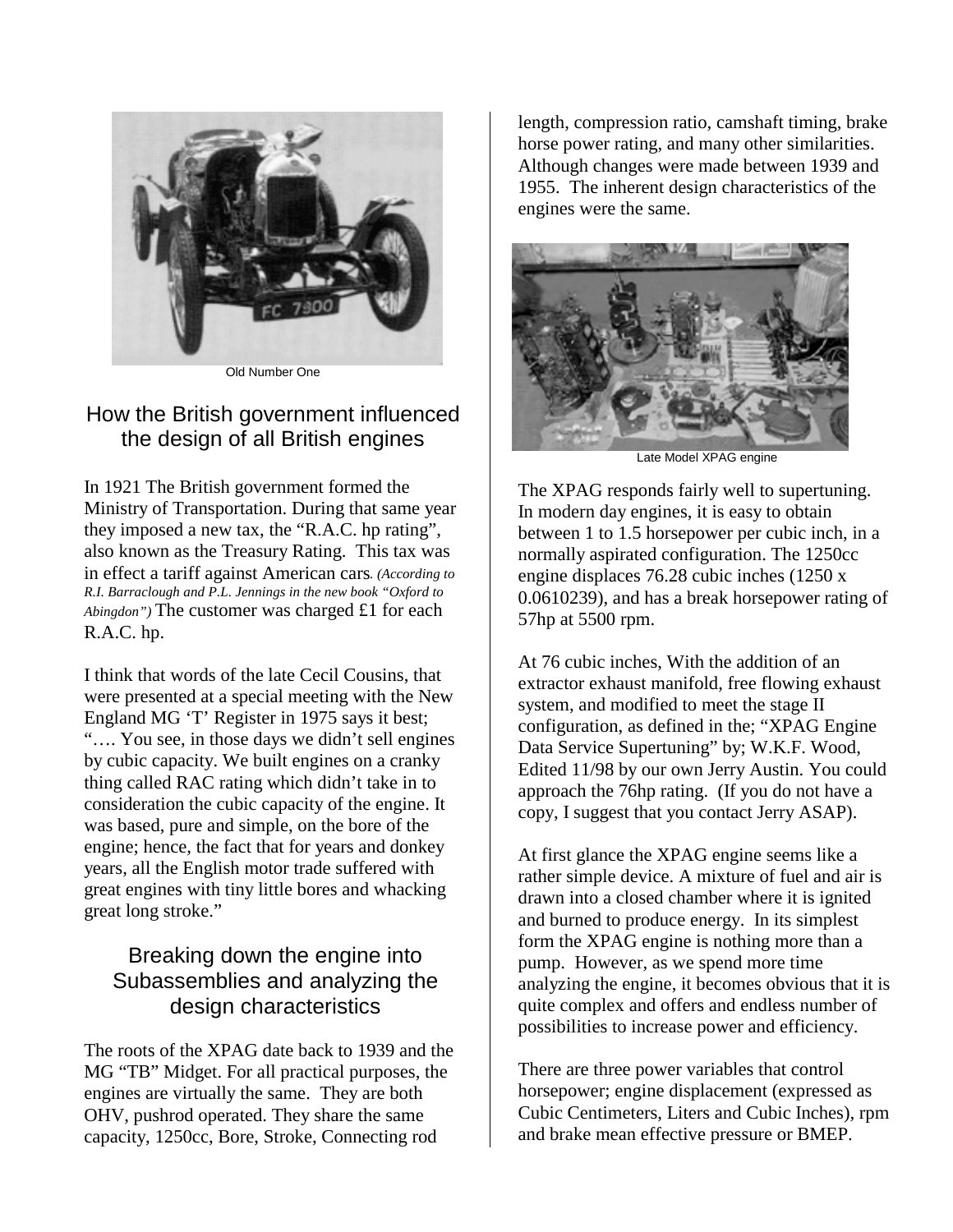Old Number One

## How the British government influenced the design of all British engines

In 1921 The British government formed the Ministry of Transportation. During that same year they imposed a new tax, the "R.A.C. hp rating", also known as the Treasury Rating. This tax was in effect a tariff against American cars. *(According to R.I. Barraclough and P.L. Jennings in the new book "Oxford to Abingdon")* The customer was charged £1 for each R.A.C. hp.

I think that words of the late Cecil Cousins, that were presented at a special meeting with the New England MG 'T' Register in 1975 says it best; "…. You see, in those days we didn't sell engines by cubic capacity. We built engines on a cranky thing called RAC rating which didn't take in to consideration the cubic capacity of the engine. It was based, pure and simple, on the bore of the engine; hence, the fact that for years and donkey years, all the English motor trade suffered with great engines with tiny little bores and whacking great long stroke."

## Breaking down the engine into Subassemblies and analyzing the design characteristics

The roots of the XPAG date back to 1939 and the MG "TB" Midget. For all practical purposes, the engines are virtually the same. They are both OHV, pushrod operated. They share the same capacity, 1250cc, Bore, Stroke, Connecting rod length, compression ratio, camshaft timing, brake horse power rating, and many other similarities. Although changes were made between 1939 and 1955. The inherent design characteristics of the engines were the same.

Late Model XPAG engine

The XPAG responds fairly well to supertuning. In modern day engines, it is easy to obtain between 1 to 1.5 horsepower per cubic inch, in a normally aspirated configuration. The 1250cc engine displaces 76.28 cubic inches (1250 x 0.0610239), and has a break horsepower rating of 57hp at 5500 rpm.

At 76 cubic inches, With the addition of an extractor exhaust manifold, free flowing exhaust system, and modified to meet the stage II configuration, as defined in the; "XPAG Engine Data Service Supertuning" by; W.K.F. Wood, Edited 11/98 by our own Jerry Austin. You could approach the 76hp rating. (If you do not have a copy, I suggest that you contact Jerry ASAP).

At first glance the XPAG engine seems like a rather simple device. A mixture of fuel and air is drawn into a closed chamber where it is ignited and burned to produce energy. In its simplest form the XPAG engine is nothing more than a pump. However, as we spend more time analyzing the engine, it becomes obvious that it is quite complex and offers and endless number of possibilities to increase power and efficiency.

There are three power variables that control horsepower; engine displacement (expressed as Cubic Centimeters, Liters and Cubic Inches), rpm and brake mean effective pressure or BMEP.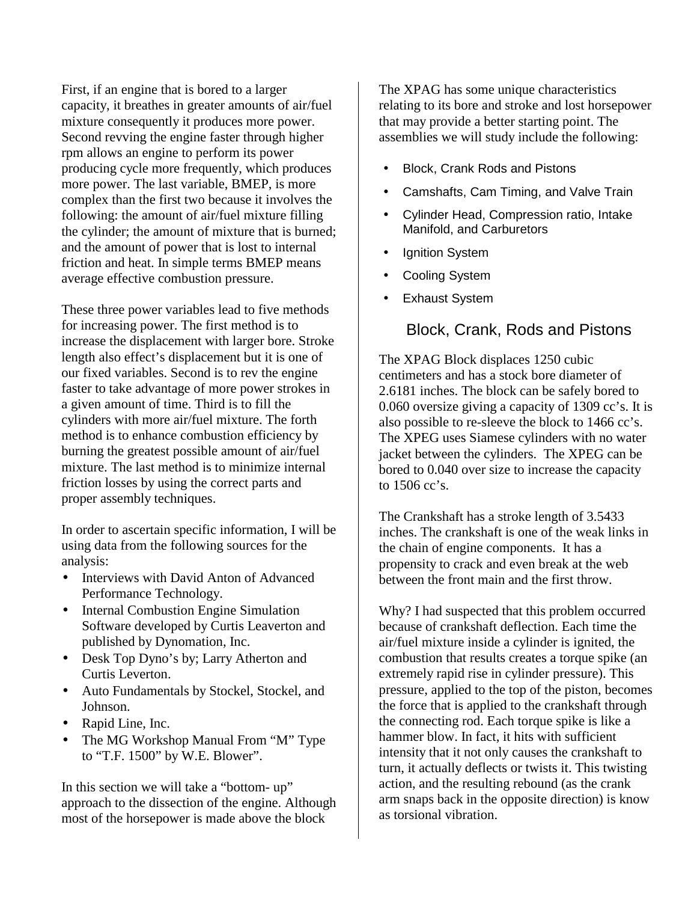First, if an engine that is bored to a larger capacity, it breathes in greater amounts of air/fuel mixture consequently it produces more power. Second revving the engine faster through higher rpm allows an engine to perform its power producing cycle more frequently, which produces more power. The last variable, BMEP, is more complex than the first two because it involves the following: the amount of air/fuel mixture filling the cylinder; the amount of mixture that is burned; and the amount of power that is lost to internal friction and heat. In simple terms BMEP means average effective combustion pressure.

These three power variables lead to five methods for increasing power. The first method is to increase the displacement with larger bore. Stroke length also effect's displacement but it is one of our fixed variables. Second is to rev the engine faster to take advantage of more power strokes in a given amount of time. Third is to fill the cylinders with more air/fuel mixture. The forth method is to enhance combustion efficiency by burning the greatest possible amount of air/fuel mixture. The last method is to minimize internal friction losses by using the correct parts and proper assembly techniques.

In order to ascertain specific information, I will be using data from the following sources for the analysis:

- Interviews with David Anton of Advanced Performance Technology.
- Internal Combustion Engine Simulation Software developed by Curtis Leaverton and published by Dynomation, Inc.
- Desk Top Dyno's by; Larry Atherton and Curtis Leverton.
- Auto Fundamentals by Stockel, Stockel, and Johnson.
- Rapid Line, Inc.
- The MG Workshop Manual From "M" Type to "T.F. 1500" by W.E. Blower".

In this section we will take a "bottom- up" approach to the dissection of the engine. Although most of the horsepower is made above the block

The XPAG has some unique characteristics relating to its bore and stroke and lost horsepower that may provide a better starting point. The assemblies we will study include the following:

- Block, Crank Rods and Pistons
- Camshafts, Cam Timing, and Valve Train
- Cylinder Head, Compression ratio, Intake Manifold, and Carburetors
- Ignition System
- Cooling System
- Exhaust System

## Block, Crank, Rods and Pistons

The XPAG Block displaces 1250 cubic centimeters and has a stock bore diameter of 2.6181 inches. The block can be safely bored to 0.060 oversize giving a capacity of 1309 cc's. It is also possible to re-sleeve the block to 1466 cc's. The XPEG uses Siamese cylinders with no water jacket between the cylinders. The XPEG can be bored to 0.040 over size to increase the capacity to 1506 cc's.

The Crankshaft has a stroke length of 3.5433 inches. The crankshaft is one of the weak links in the chain of engine components. It has a propensity to crack and even break at the web between the front main and the first throw.

Why? I had suspected that this problem occurred because of crankshaft deflection. Each time the air/fuel mixture inside a cylinder is ignited, the combustion that results creates a torque spike (an extremely rapid rise in cylinder pressure). This pressure, applied to the top of the piston, becomes the force that is applied to the crankshaft through the connecting rod. Each torque spike is like a hammer blow. In fact, it hits with sufficient intensity that it not only causes the crankshaft to turn, it actually deflects or twists it. This twisting action, and the resulting rebound (as the crank arm snaps back in the opposite direction) is know as torsional vibration.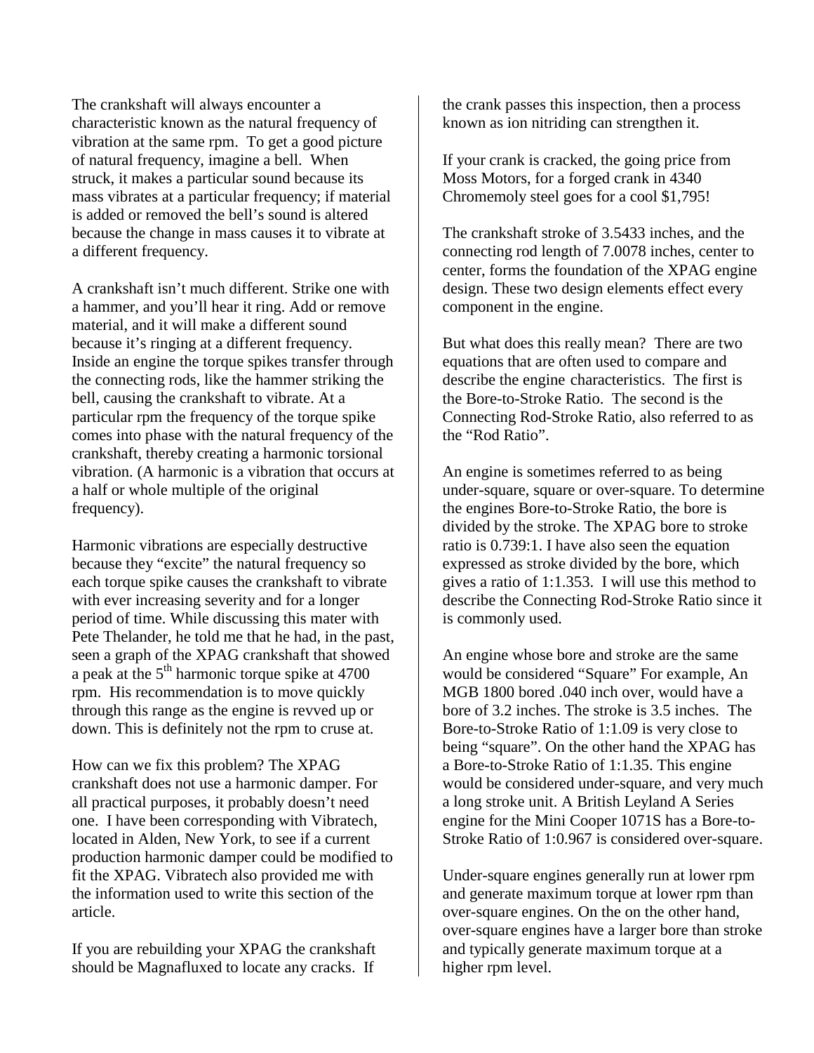The crankshaft will always encounter a characteristic known as the natural frequency of vibration at the same rpm. To get a good picture of natural frequency, imagine a bell. When struck, it makes a particular sound because its mass vibrates at a particular frequency; if material is added or removed the bell's sound is altered because the change in mass causes it to vibrate at a different frequency.

A crankshaft isn't much different. Strike one with a hammer, and you'll hear it ring. Add or remove material, and it will make a different sound because it's ringing at a different frequency. Inside an engine the torque spikes transfer through the connecting rods, like the hammer striking the bell, causing the crankshaft to vibrate. At a particular rpm the frequency of the torque spike comes into phase with the natural frequency of the crankshaft, thereby creating a harmonic torsional vibration. (A harmonic is a vibration that occurs at a half or whole multiple of the original frequency).

Harmonic vibrations are especially destructive because they "excite" the natural frequency so each torque spike causes the crankshaft to vibrate with ever increasing severity and for a longer period of time. While discussing this mater with Pete Thelander, he told me that he had, in the past, seen a graph of the XPAG crankshaft that showed a peak at the 5$^{th}$ harmonic torque spike at 4700 rpm. His recommendation is to move quickly through this range as the engine is revved up or down. This is definitely not the rpm to cruse at.

How can we fix this problem? The XPAG crankshaft does not use a harmonic damper. For all practical purposes, it probably doesn't need one. I have been corresponding with Vibratech, located in Alden, New York, to see if a current production harmonic damper could be modified to fit the XPAG. Vibratech also provided me with the information used to write this section of the article.

If you are rebuilding your XPAG the crankshaft should be Magnafluxed to locate any cracks. If the crank passes this inspection, then a process known as ion nitriding can strengthen it.

If your crank is cracked, the going price from Moss Motors, for a forged crank in 4340 Chromemoly steel goes for a cool $1,795!

The crankshaft stroke of 3.5433 inches, and the connecting rod length of 7.0078 inches, center to center, forms the foundation of the XPAG engine design. These two design elements effect every component in the engine.

But what does this really mean? There are two equations that are often used to compare and describe the engine characteristics. The first is the Bore-to-Stroke Ratio. The second is the Connecting Rod-Stroke Ratio, also referred to as the "Rod Ratio".

An engine is sometimes referred to as being under-square, square or over-square. To determine the engines Bore-to-Stroke Ratio, the bore is divided by the stroke. The XPAG bore to stroke ratio is 0.739:1. I have also seen the equation expressed as stroke divided by the bore, which gives a ratio of 1:1.353. I will use this method to describe the Connecting Rod-Stroke Ratio since it is commonly used.

An engine whose bore and stroke are the same would be considered "Square" For example, An MGB 1800 bored .040 inch over, would have a bore of 3.2 inches. The stroke is 3.5 inches. The Bore-to-Stroke Ratio of 1:1.09 is very close to being "square". On the other hand the XPAG has a Bore-to-Stroke Ratio of 1:1.35. This engine would be considered under-square, and very much a long stroke unit. A British Leyland A Series engine for the Mini Cooper 1071S has a Bore-to-Stroke Ratio of 1:0.967 is considered over-square.

Under-square engines generally run at lower rpm and generate maximum torque at lower rpm than over-square engines. On the on the other hand, over-square engines have a larger bore than stroke and typically generate maximum torque at a higher rpm level.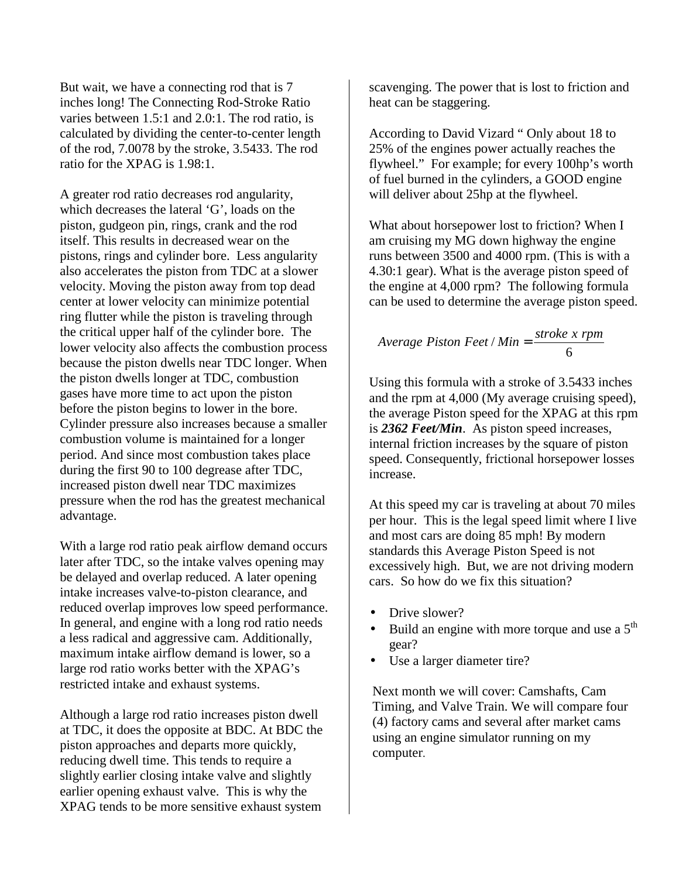But wait, we have a connecting rod that is 7 inches long! The Connecting Rod-Stroke Ratio varies between 1.5:1 and 2.0:1. The rod ratio, is calculated by dividing the center-to-center length of the rod, 7.0078 by the stroke, 3.5433. The rod ratio for the XPAG is 1.98:1.

A greater rod ratio decreases rod angularity, which decreases the lateral 'G', loads on the piston, gudgeon pin, rings, crank and the rod itself. This results in decreased wear on the pistons, rings and cylinder bore. Less angularity also accelerates the piston from TDC at a slower velocity. Moving the piston away from top dead center at lower velocity can minimize potential ring flutter while the piston is traveling through the critical upper half of the cylinder bore. The lower velocity also affects the combustion process because the piston dwells near TDC longer. When the piston dwells longer at TDC, combustion gases have more time to act upon the piston before the piston begins to lower in the bore. Cylinder pressure also increases because a smaller combustion volume is maintained for a longer period. And since most combustion takes place during the first 90 to 100 degrease after TDC, increased piston dwell near TDC maximizes pressure when the rod has the greatest mechanical advantage.

With a large rod ratio peak airflow demand occurs later after TDC, so the intake valves opening may be delayed and overlap reduced. A later opening intake increases valve-to-piston clearance, and reduced overlap improves low speed performance. In general, and engine with a long rod ratio needs a less radical and aggressive cam. Additionally, maximum intake airflow demand is lower, so a large rod ratio works better with the XPAG's restricted intake and exhaust systems.

Although a large rod ratio increases piston dwell at TDC, it does the opposite at BDC. At BDC the piston approaches and departs more quickly, reducing dwell time. This tends to require a slightly earlier closing intake valve and slightly earlier opening exhaust valve. This is why the XPAG tends to be more sensitive exhaust system scavenging. The power that is lost to friction and heat can be staggering.

According to David Vizard " Only about 18 to 25% of the engines power actually reaches the flywheel." For example; for every 100hp's worth of fuel burned in the cylinders, a GOOD engine will deliver about 25hp at the flywheel.

What about horsepower lost to friction? When I am cruising my MG down highway the engine runs between 3500 and 4000 rpm. (This is with a 4.30:1 gear). What is the average piston speed of the engine at 4,000 rpm? The following formula can be used to determine the average piston speed.

$$Average\ Piston\ Feet/Min = \frac{stroke\ x\ rpm}{6}$$

Using this formula with a stroke of 3.5433 inches and the rpm at 4,000 (My average cruising speed), the average Piston speed for the XPAG at this rpm is ***2362 Feet/Min***. As piston speed increases, internal friction increases by the square of piston speed. Consequently, frictional horsepower losses increase.

At this speed my car is traveling at about 70 miles per hour. This is the legal speed limit where I live and most cars are doing 85 mph! By modern standards this Average Piston Speed is not excessively high. But, we are not driving modern cars. So how do we fix this situation?

- Drive slower?
- Build an engine with more torque and use a 5$^{th}$ gear?
- Use a larger diameter tire?

Next month we will cover: Camshafts, Cam Timing, and Valve Train. We will compare four (4) factory cams and several after market cams using an engine simulator running on my computer.